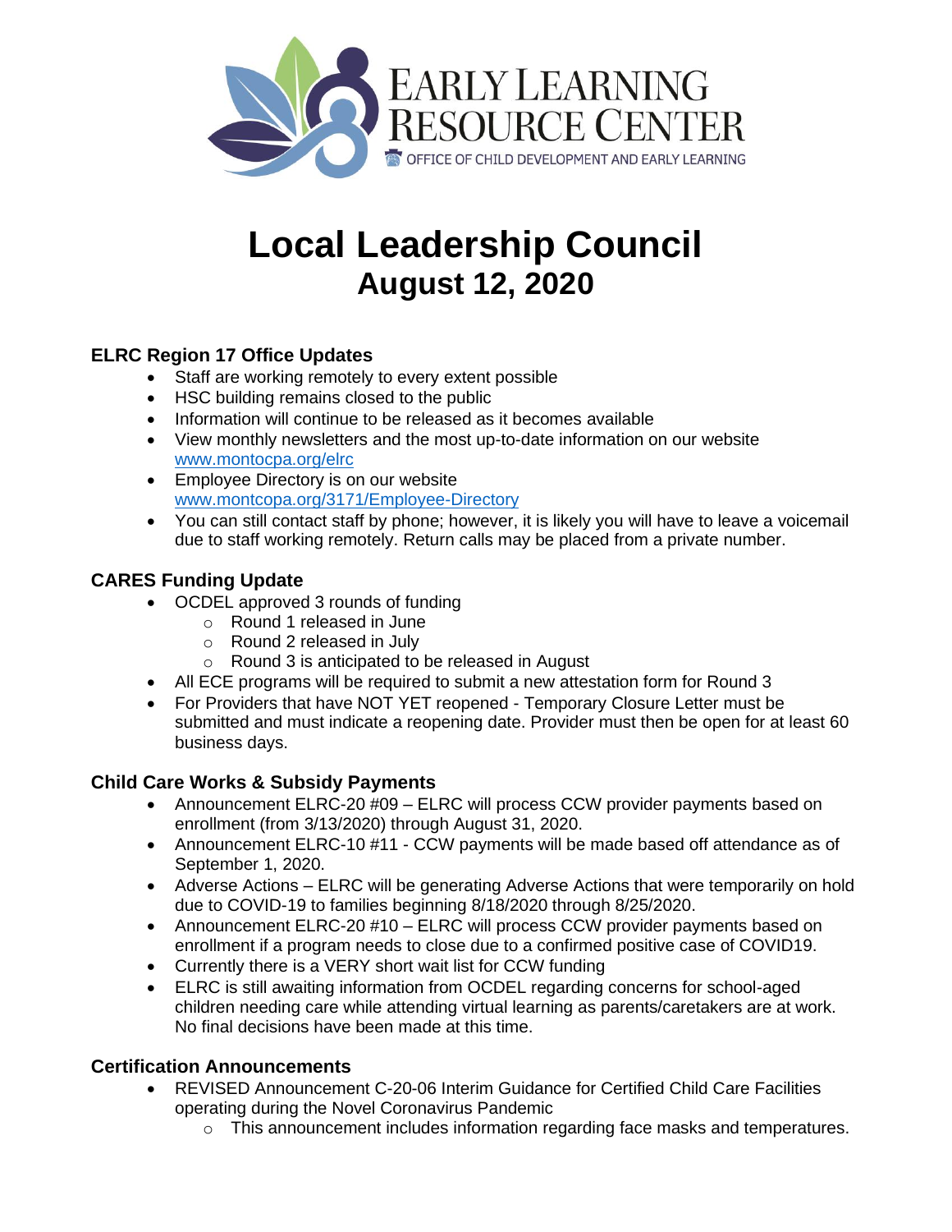EARLY LEARNING RESOURCE CENTER
OFFICE OF CHILD DEVELOPMENT AND EARLY LEARNING

# Local Leadership Council
## August 12, 2020

### ELRC Region 17 Office Updates

- Staff are working remotely to every extent possible
- HSC building remains closed to the public
- Information will continue to be released as it becomes available
- View monthly newsletters and the most up-to-date information on our website www.montocpa.org/elrc
- Employee Directory is on our website www.montcopa.org/3171/Employee-Directory
- You can still contact staff by phone; however, it is likely you will have to leave a voicemail due to staff working remotely. Return calls may be placed from a private number.

### CARES Funding Update

- OCDEL approved 3 rounds of funding
  - Round 1 released in June
  - Round 2 released in July
  - Round 3 is anticipated to be released in August
- All ECE programs will be required to submit a new attestation form for Round 3
- For Providers that have NOT YET reopened - Temporary Closure Letter must be submitted and must indicate a reopening date. Provider must then be open for at least 60 business days.

### Child Care Works & Subsidy Payments

- Announcement ELRC-20 #09 – ELRC will process CCW provider payments based on enrollment (from 3/13/2020) through August 31, 2020.
- Announcement ELRC-10 #11 - CCW payments will be made based off attendance as of September 1, 2020.
- Adverse Actions – ELRC will be generating Adverse Actions that were temporarily on hold due to COVID-19 to families beginning 8/18/2020 through 8/25/2020.
- Announcement ELRC-20 #10 – ELRC will process CCW provider payments based on enrollment if a program needs to close due to a confirmed positive case of COVID19.
- Currently there is a VERY short wait list for CCW funding
- ELRC is still awaiting information from OCDEL regarding concerns for school-aged children needing care while attending virtual learning as parents/caretakers are at work. No final decisions have been made at this time.

### Certification Announcements

- REVISED Announcement C-20-06 Interim Guidance for Certified Child Care Facilities operating during the Novel Coronavirus Pandemic
  - This announcement includes information regarding face masks and temperatures.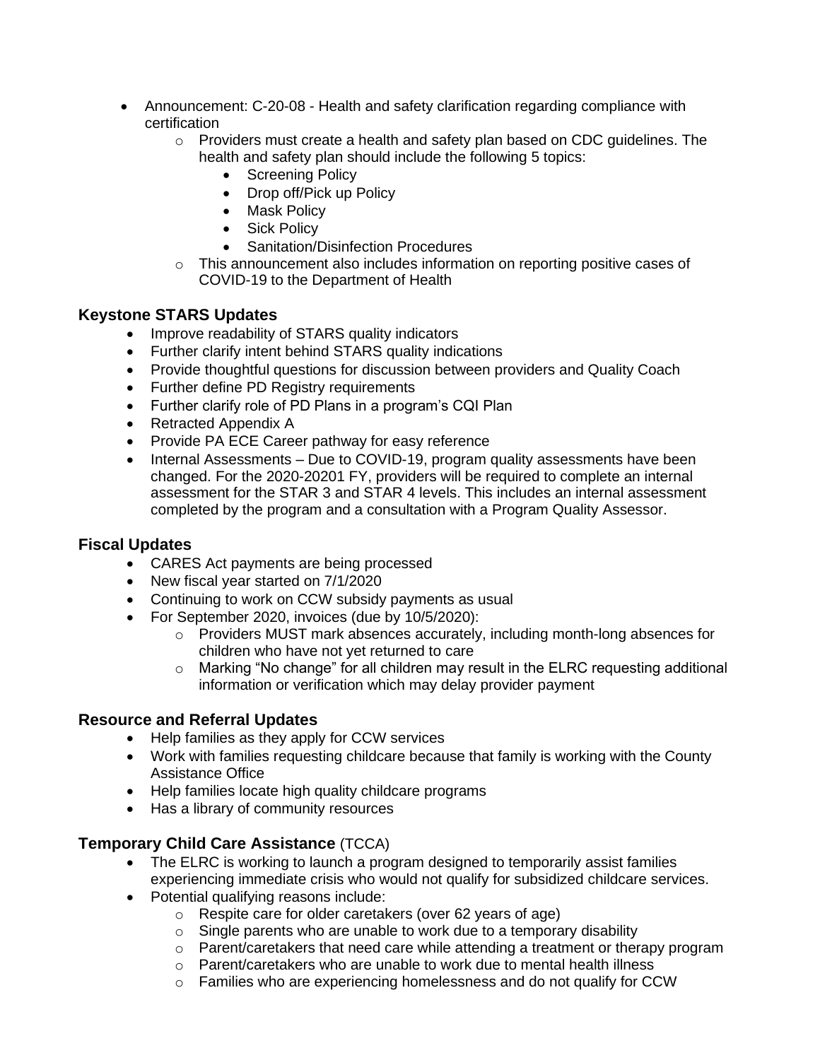- Announcement: C-20-08 - Health and safety clarification regarding compliance with certification
  - Providers must create a health and safety plan based on CDC guidelines. The health and safety plan should include the following 5 topics:
    - Screening Policy
    - Drop off/Pick up Policy
    - Mask Policy
    - Sick Policy
    - Sanitation/Disinfection Procedures
  - This announcement also includes information on reporting positive cases of COVID-19 to the Department of Health

### Keystone STARS Updates

- Improve readability of STARS quality indicators
- Further clarify intent behind STARS quality indications
- Provide thoughtful questions for discussion between providers and Quality Coach
- Further define PD Registry requirements
- Further clarify role of PD Plans in a program's CQI Plan
- Retracted Appendix A
- Provide PA ECE Career pathway for easy reference
- Internal Assessments – Due to COVID-19, program quality assessments have been changed. For the 2020-20201 FY, providers will be required to complete an internal assessment for the STAR 3 and STAR 4 levels. This includes an internal assessment completed by the program and a consultation with a Program Quality Assessor.

### Fiscal Updates

- CARES Act payments are being processed
- New fiscal year started on 7/1/2020
- Continuing to work on CCW subsidy payments as usual
- For September 2020, invoices (due by 10/5/2020):
  - Providers MUST mark absences accurately, including month-long absences for children who have not yet returned to care
  - Marking "No change" for all children may result in the ELRC requesting additional information or verification which may delay provider payment

### Resource and Referral Updates

- Help families as they apply for CCW services
- Work with families requesting childcare because that family is working with the County Assistance Office
- Help families locate high quality childcare programs
- Has a library of community resources

### **Temporary Child Care Assistance** (TCCA)

- The ELRC is working to launch a program designed to temporarily assist families experiencing immediate crisis who would not qualify for subsidized childcare services.
- Potential qualifying reasons include:
  - Respite care for older caretakers (over 62 years of age)
  - Single parents who are unable to work due to a temporary disability
  - Parent/caretakers that need care while attending a treatment or therapy program
  - Parent/caretakers who are unable to work due to mental health illness
  - Families who are experiencing homelessness and do not qualify for CCW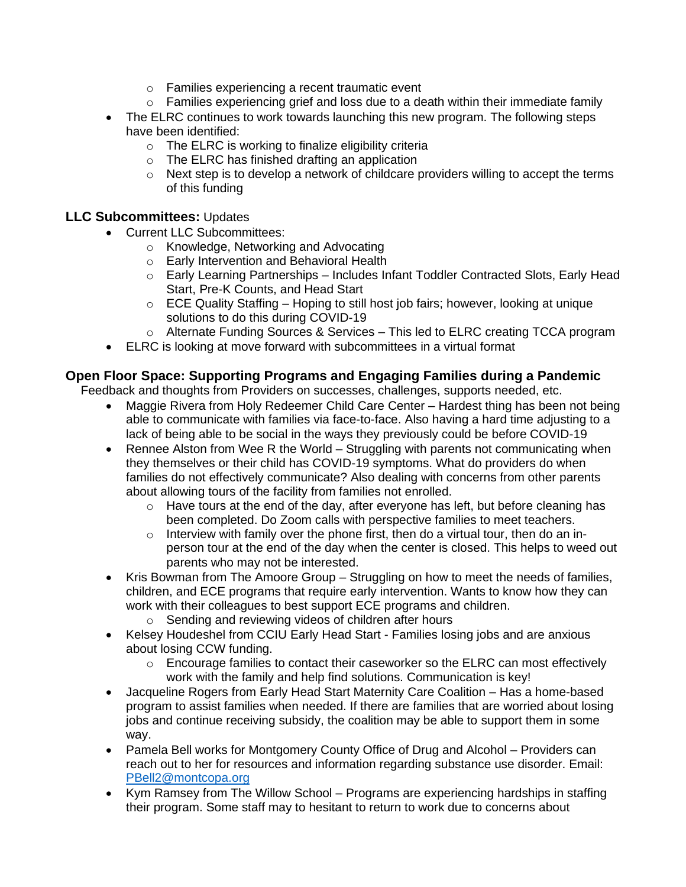- Families experiencing a recent traumatic event
    - Families experiencing grief and loss due to a death within their immediate family
- The ELRC continues to work towards launching this new program. The following steps have been identified:
    - The ELRC is working to finalize eligibility criteria
    - The ELRC has finished drafting an application
    - Next step is to develop a network of childcare providers willing to accept the terms of this funding

**LLC Subcommittees:** Updates

- Current LLC Subcommittees:
    - Knowledge, Networking and Advocating
    - Early Intervention and Behavioral Health
    - Early Learning Partnerships – Includes Infant Toddler Contracted Slots, Early Head Start, Pre-K Counts, and Head Start
    - ECE Quality Staffing – Hoping to still host job fairs; however, looking at unique solutions to do this during COVID-19
    - Alternate Funding Sources & Services – This led to ELRC creating TCCA program
- ELRC is looking at move forward with subcommittees in a virtual format

**Open Floor Space: Supporting Programs and Engaging Families during a Pandemic**

Feedback and thoughts from Providers on successes, challenges, supports needed, etc.

- Maggie Rivera from Holy Redeemer Child Care Center – Hardest thing has been not being able to communicate with families via face-to-face. Also having a hard time adjusting to a lack of being able to be social in the ways they previously could be before COVID-19
- Rennee Alston from Wee R the World – Struggling with parents not communicating when they themselves or their child has COVID-19 symptoms. What do providers do when families do not effectively communicate? Also dealing with concerns from other parents about allowing tours of the facility from families not enrolled.
    - Have tours at the end of the day, after everyone has left, but before cleaning has been completed. Do Zoom calls with perspective families to meet teachers.
    - Interview with family over the phone first, then do a virtual tour, then do an in-person tour at the end of the day when the center is closed. This helps to weed out parents who may not be interested.
- Kris Bowman from The Amoore Group – Struggling on how to meet the needs of families, children, and ECE programs that require early intervention. Wants to know how they can work with their colleagues to best support ECE programs and children.
    - Sending and reviewing videos of children after hours
- Kelsey Houdeshel from CCIU Early Head Start - Families losing jobs and are anxious about losing CCW funding.
    - Encourage families to contact their caseworker so the ELRC can most effectively work with the family and help find solutions. Communication is key!
- Jacqueline Rogers from Early Head Start Maternity Care Coalition – Has a home-based program to assist families when needed. If there are families that are worried about losing jobs and continue receiving subsidy, the coalition may be able to support them in some way.
- Pamela Bell works for Montgomery County Office of Drug and Alcohol – Providers can reach out to her for resources and information regarding substance use disorder. Email: PBell2@montcopa.org
- Kym Ramsey from The Willow School – Programs are experiencing hardships in staffing their program. Some staff may to hesitant to return to work due to concerns about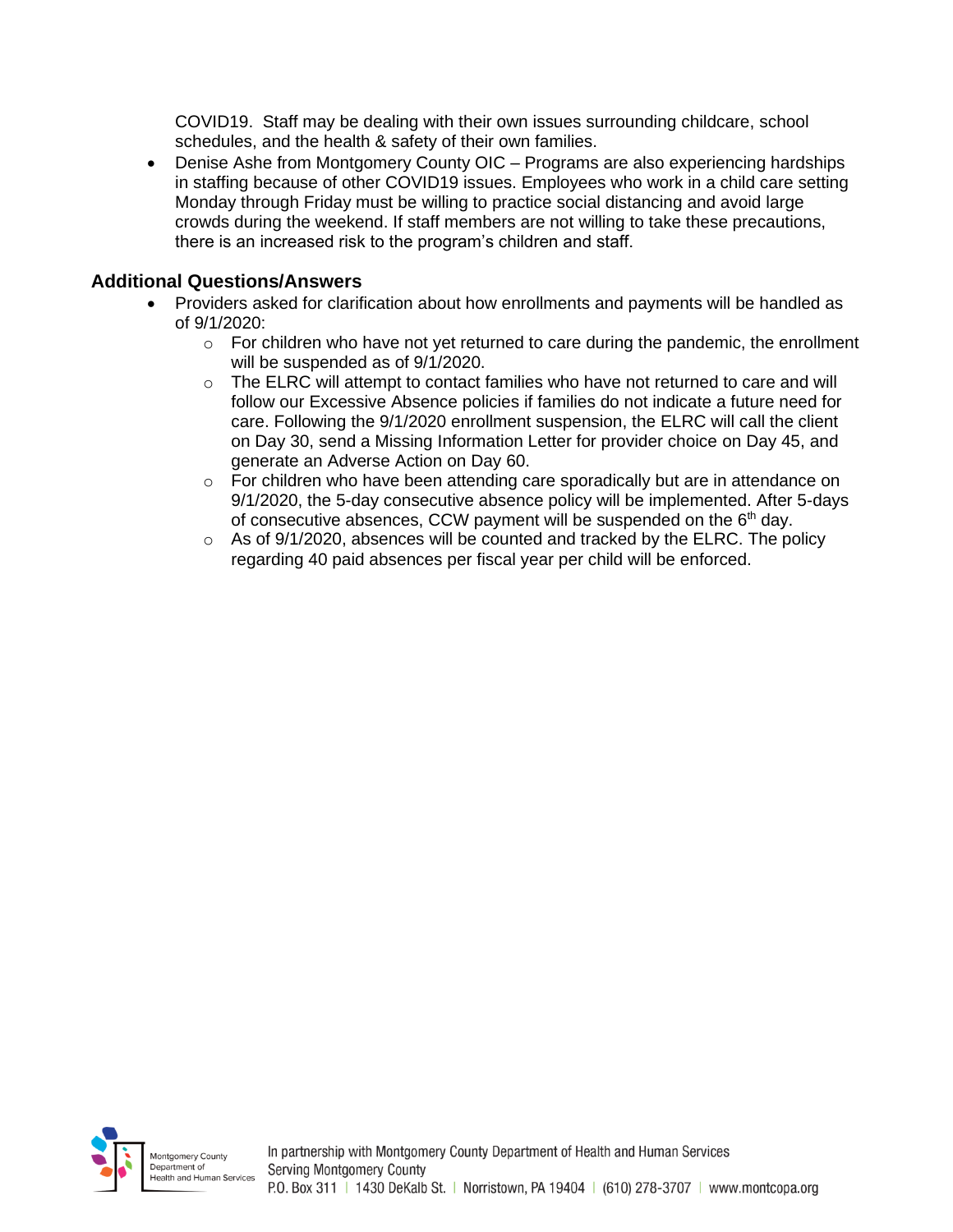COVID19. Staff may be dealing with their own issues surrounding childcare, school schedules, and the health & safety of their own families.

- Denise Ashe from Montgomery County OIC – Programs are also experiencing hardships in staffing because of other COVID19 issues. Employees who work in a child care setting Monday through Friday must be willing to practice social distancing and avoid large crowds during the weekend. If staff members are not willing to take these precautions, there is an increased risk to the program's children and staff.

## Additional Questions/Answers

- Providers asked for clarification about how enrollments and payments will be handled as of 9/1/2020:
  - For children who have not yet returned to care during the pandemic, the enrollment will be suspended as of 9/1/2020.
  - The ELRC will attempt to contact families who have not returned to care and will follow our Excessive Absence policies if families do not indicate a future need for care. Following the 9/1/2020 enrollment suspension, the ELRC will call the client on Day 30, send a Missing Information Letter for provider choice on Day 45, and generate an Adverse Action on Day 60.
  - For children who have been attending care sporadically but are in attendance on 9/1/2020, the 5-day consecutive absence policy will be implemented. After 5-days of consecutive absences, CCW payment will be suspended on the 6th day.
  - As of 9/1/2020, absences will be counted and tracked by the ELRC. The policy regarding 40 paid absences per fiscal year per child will be enforced.